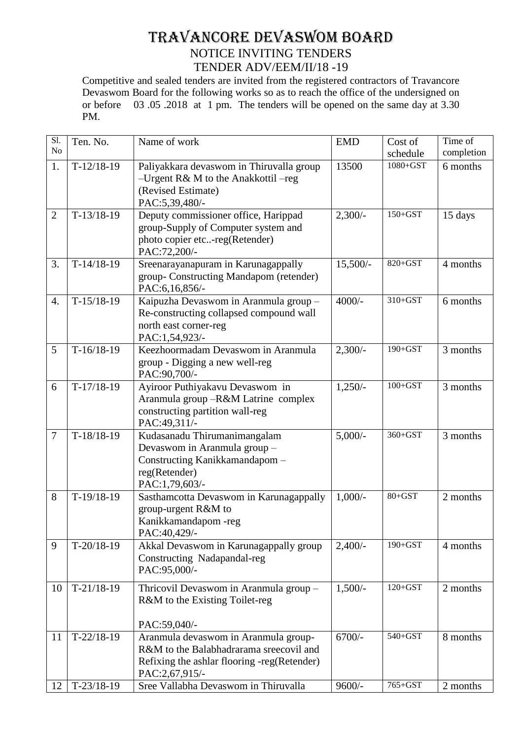# TRAVANCORE DEVASWOM BOARD

## NOTICE INVITING TENDERS

## TENDER ADV/EEM/II/18 -19

Competitive and sealed tenders are invited from the registered contractors of Travancore Devaswom Board for the following works so as to reach the office of the undersigned on or before 03 .05 .2018 at 1 pm. The tenders will be opened on the same day at 3.30 PM.

| Sl. No | Ten. No. | Name of work | EMD | Cost of schedule | Time of completion |
|---|---|---|---|---|---|
| 1. | T-12/18-19 | Paliyakkara devaswom in Thiruvalla group –Urgent R& M to the Anakkottil –reg (Revised Estimate) PAC:5,39,480/- | 13500 | 1080+GST | 6 months |
| 2 | T-13/18-19 | Deputy commissioner office, Harippad group-Supply of Computer system and photo copier etc..-reg(Retender) PAC:72,200/- | 2,300/- | 150+GST | 15 days |
| 3. | T-14/18-19 | Sreenarayanapuram in Karunagappally group- Constructing Mandapom (retender) PAC:6,16,856/- | 15,500/- | 820+GST | 4 months |
| 4. | T-15/18-19 | Kaipuzha Devaswom in Aranmula group – Re-constructing collapsed compound wall north east corner-reg PAC:1,54,923/- | 4000/- | 310+GST | 6 months |
| 5 | T-16/18-19 | Keezhoormadam Devaswom in Aranmula group - Digging a new well-reg PAC:90,700/- | 2,300/- | 190+GST | 3 months |
| 6 | T-17/18-19 | Ayiroor Puthiyakavu Devaswom in Aranmula group –R&M Latrine complex constructing partition wall-reg PAC:49,311/- | 1,250/- | 100+GST | 3 months |
| 7 | T-18/18-19 | Kudasanadu Thirumanimangalam Devaswom in Aranmula group – Constructing Kanikkamandapom – reg(Retender) PAC:1,79,603/- | 5,000/- | 360+GST | 3 months |
| 8 | T-19/18-19 | Sasthamcotta Devaswom in Karunagappally group-urgent R&M to Kanikkamandapom -reg PAC:40,429/- | 1,000/- | 80+GST | 2 months |
| 9 | T-20/18-19 | Akkal Devaswom in Karunagappally group Constructing Nadapandal-reg PAC:95,000/- | 2,400/- | 190+GST | 4 months |
| 10 | T-21/18-19 | Thricovil Devaswom in Aranmula group – R&M to the Existing Toilet-reg PAC:59,040/- | 1,500/- | 120+GST | 2 months |
| 11 | T-22/18-19 | Aranmula devaswom in Aranmula group- R&M to the Balabhadrarama sreecovil and Refixing the ashlar flooring -reg(Retender) PAC:2,67,915/- | 6700/- | 540+GST | 8 months |
| 12 | T-23/18-19 | Sree Vallabha Devaswom in Thiruvalla | 9600/- | 765+GST | 2 months |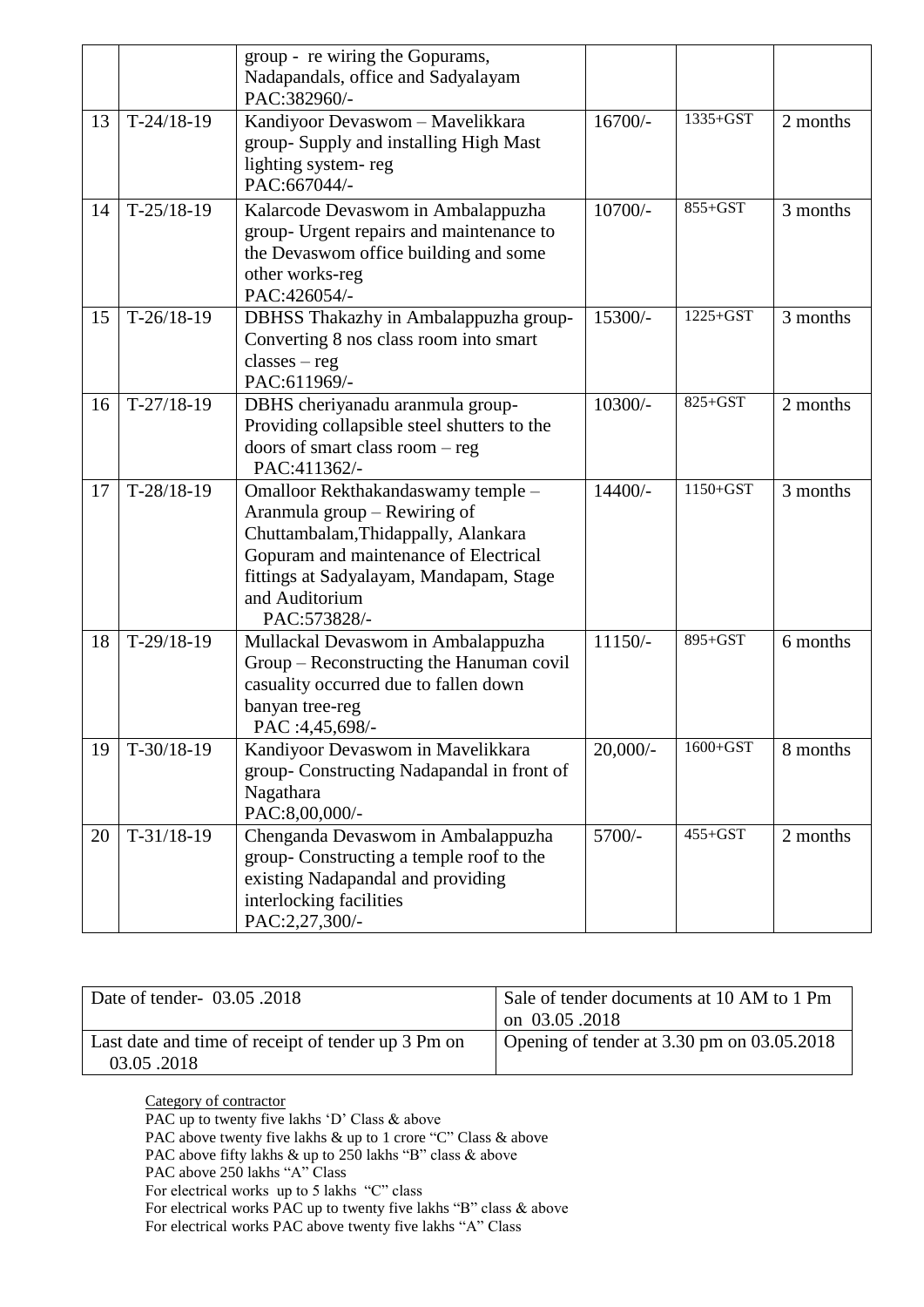|  |  | group - re wiring the Gopurams, Nadapandals, office and Sadyalayam PAC:382960/- |  |  |  |
|---|---|---|---|---|---|
| 13 | T-24/18-19 | Kandiyoor Devaswom – Mavelikkara group- Supply and installing High Mast lighting system- reg PAC:667044/- | 16700/- | 1335+GST | 2 months |
| 14 | T-25/18-19 | Kalarcode Devaswom in Ambalappuzha group- Urgent repairs and maintenance to the Devaswom office building and some other works-reg PAC:426054/- | 10700/- | 855+GST | 3 months |
| 15 | T-26/18-19 | DBHSS Thakazhy in Ambalappuzha group- Converting 8 nos class room into smart classes – reg PAC:611969/- | 15300/- | 1225+GST | 3 months |
| 16 | T-27/18-19 | DBHS cheriyanadu aranmula group- Providing collapsible steel shutters to the doors of smart class room – reg PAC:411362/- | 10300/- | 825+GST | 2 months |
| 17 | T-28/18-19 | Omalloor Rekthakandaswamy temple – Aranmula group – Rewiring of Chuttambalam,Thidappally, Alankara Gopuram and maintenance of Electrical fittings at Sadyalayam, Mandapam, Stage and Auditorium PAC:573828/- | 14400/- | 1150+GST | 3 months |
| 18 | T-29/18-19 | Mullackal Devaswom in Ambalappuzha Group – Reconstructing the Hanuman covil casuality occurred due to fallen down banyan tree-reg PAC :4,45,698/- | 11150/- | 895+GST | 6 months |
| 19 | T-30/18-19 | Kandiyoor Devaswom in Mavelikkara group- Constructing Nadapandal in front of Nagathara PAC:8,00,000/- | 20,000/- | 1600+GST | 8 months |
| 20 | T-31/18-19 | Chenganda Devaswom in Ambalappuzha group- Constructing a temple roof to the existing Nadapandal and providing interlocking facilities PAC:2,27,300/- | 5700/- | 455+GST | 2 months |

| Date of tender- 03.05 .2018 | Sale of tender documents at 10 AM to 1 Pm on 03.05 .2018 |
|---|---|
| Last date and time of receipt of tender up 3 Pm on 03.05 .2018 | Opening of tender at 3.30 pm on 03.05.2018 |

Category of contractor

PAC up to twenty five lakhs 'D' Class & above
PAC above twenty five lakhs & up to 1 crore "C" Class & above
PAC above fifty lakhs & up to 250 lakhs "B" class & above
PAC above 250 lakhs "A" Class
For electrical works up to 5 lakhs "C" class
For electrical works PAC up to twenty five lakhs "B" class & above
For electrical works PAC above twenty five lakhs "A" Class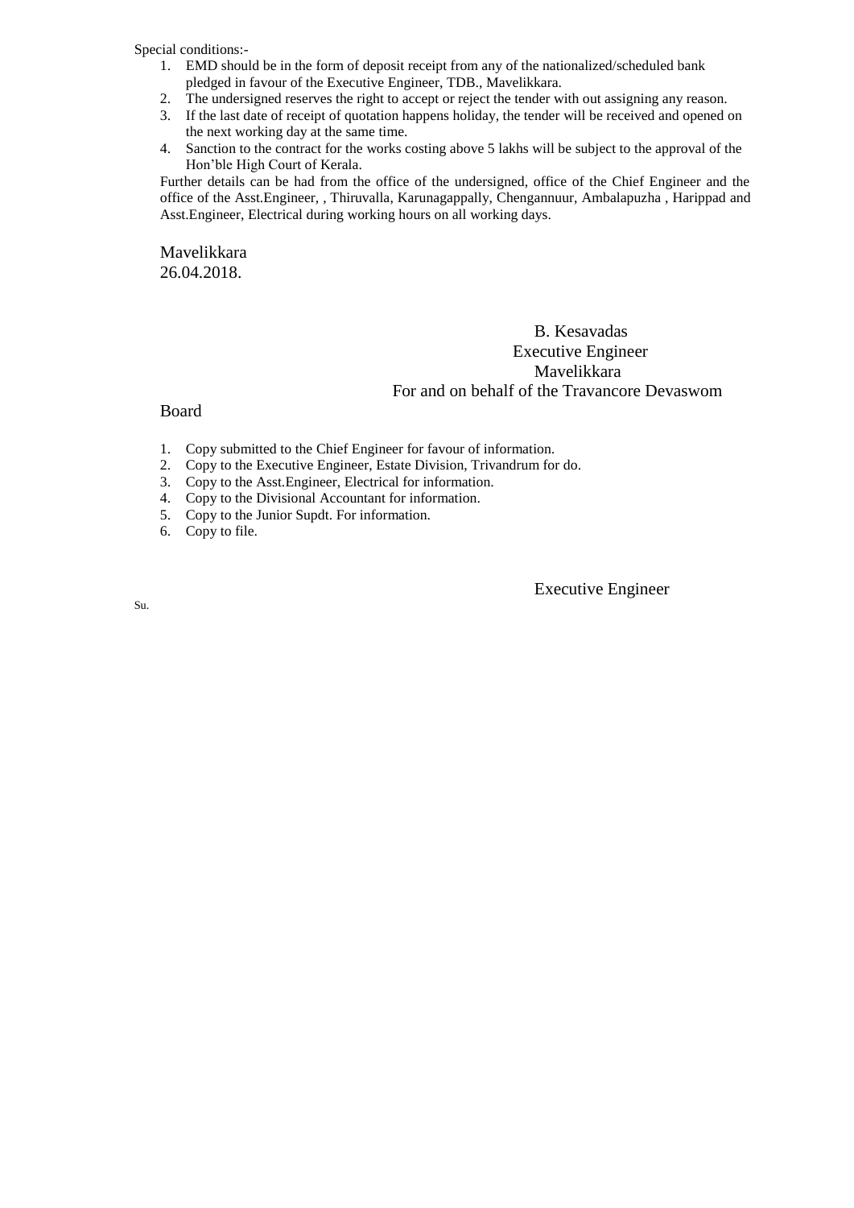Special conditions:-

1. EMD should be in the form of deposit receipt from any of the nationalized/scheduled bank pledged in favour of the Executive Engineer, TDB., Mavelikkara.
2. The undersigned reserves the right to accept or reject the tender with out assigning any reason.
3. If the last date of receipt of quotation happens holiday, the tender will be received and opened on the next working day at the same time.
4. Sanction to the contract for the works costing above 5 lakhs will be subject to the approval of the Hon'ble High Court of Kerala.

Further details can be had from the office of the undersigned, office of the Chief Engineer and the office of the Asst.Engineer, , Thiruvalla, Karunagappally, Chengannuur, Ambalapuzha , Harippad and Asst.Engineer, Electrical during working hours on all working days.

Mavelikkara
26.04.2018.

B. Kesavadas
Executive Engineer
Mavelikkara
For and on behalf of the Travancore Devaswom Board

1. Copy submitted to the Chief Engineer for favour of information.
2. Copy to the Executive Engineer, Estate Division, Trivandrum for do.
3. Copy to the Asst.Engineer, Electrical for information.
4. Copy to the Divisional Accountant for information.
5. Copy to the Junior Supdt. For information.
6. Copy to file.

Executive Engineer

Su.